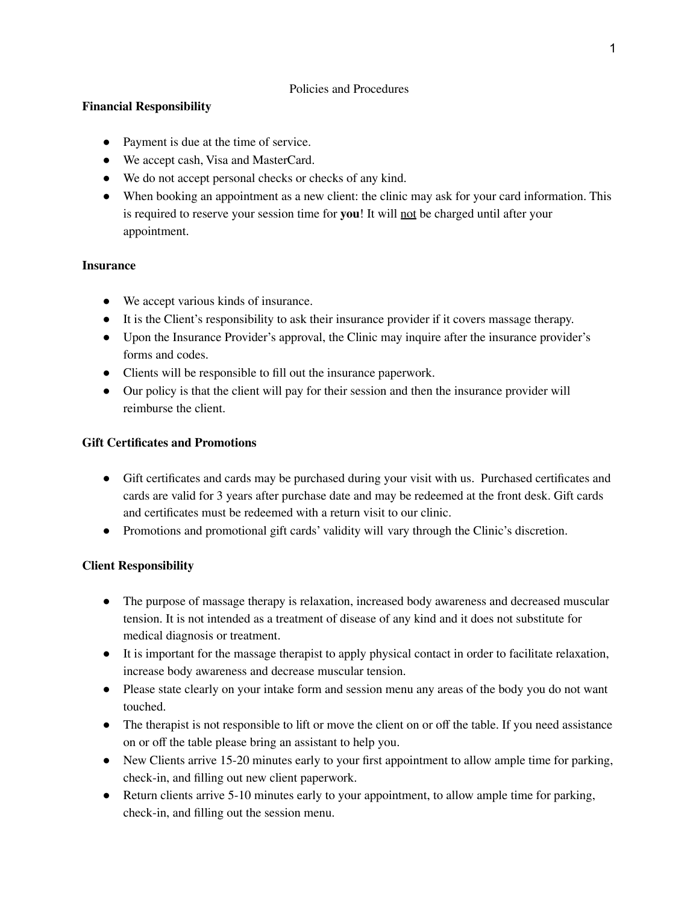# Policies and Procedures

## Financial Responsibility

- Payment is due at the time of service.
- We accept cash, Visa and MasterCard.
- We do not accept personal checks or checks of any kind.
- When booking an appointment as a new client: the clinic may ask for your card information. This is required to reserve your session time for **you**! It will <u>not</u> be charged until after your appointment.

## Insurance

- We accept various kinds of insurance.
- It is the Client's responsibility to ask their insurance provider if it covers massage therapy.
- Upon the Insurance Provider's approval, the Clinic may inquire after the insurance provider's forms and codes.
- Clients will be responsible to fill out the insurance paperwork.
- Our policy is that the client will pay for their session and then the insurance provider will reimburse the client.

## Gift Certificates and Promotions

- Gift certificates and cards may be purchased during your visit with us. Purchased certificates and cards are valid for 3 years after purchase date and may be redeemed at the front desk. Gift cards and certificates must be redeemed with a return visit to our clinic.
- Promotions and promotional gift cards' validity will vary through the Clinic's discretion.

## Client Responsibility

- The purpose of massage therapy is relaxation, increased body awareness and decreased muscular tension. It is not intended as a treatment of disease of any kind and it does not substitute for medical diagnosis or treatment.
- It is important for the massage therapist to apply physical contact in order to facilitate relaxation, increase body awareness and decrease muscular tension.
- Please state clearly on your intake form and session menu any areas of the body you do not want touched.
- The therapist is not responsible to lift or move the client on or off the table. If you need assistance on or off the table please bring an assistant to help you.
- New Clients arrive 15-20 minutes early to your first appointment to allow ample time for parking, check-in, and filling out new client paperwork.
- Return clients arrive 5-10 minutes early to your appointment, to allow ample time for parking, check-in, and filling out the session menu.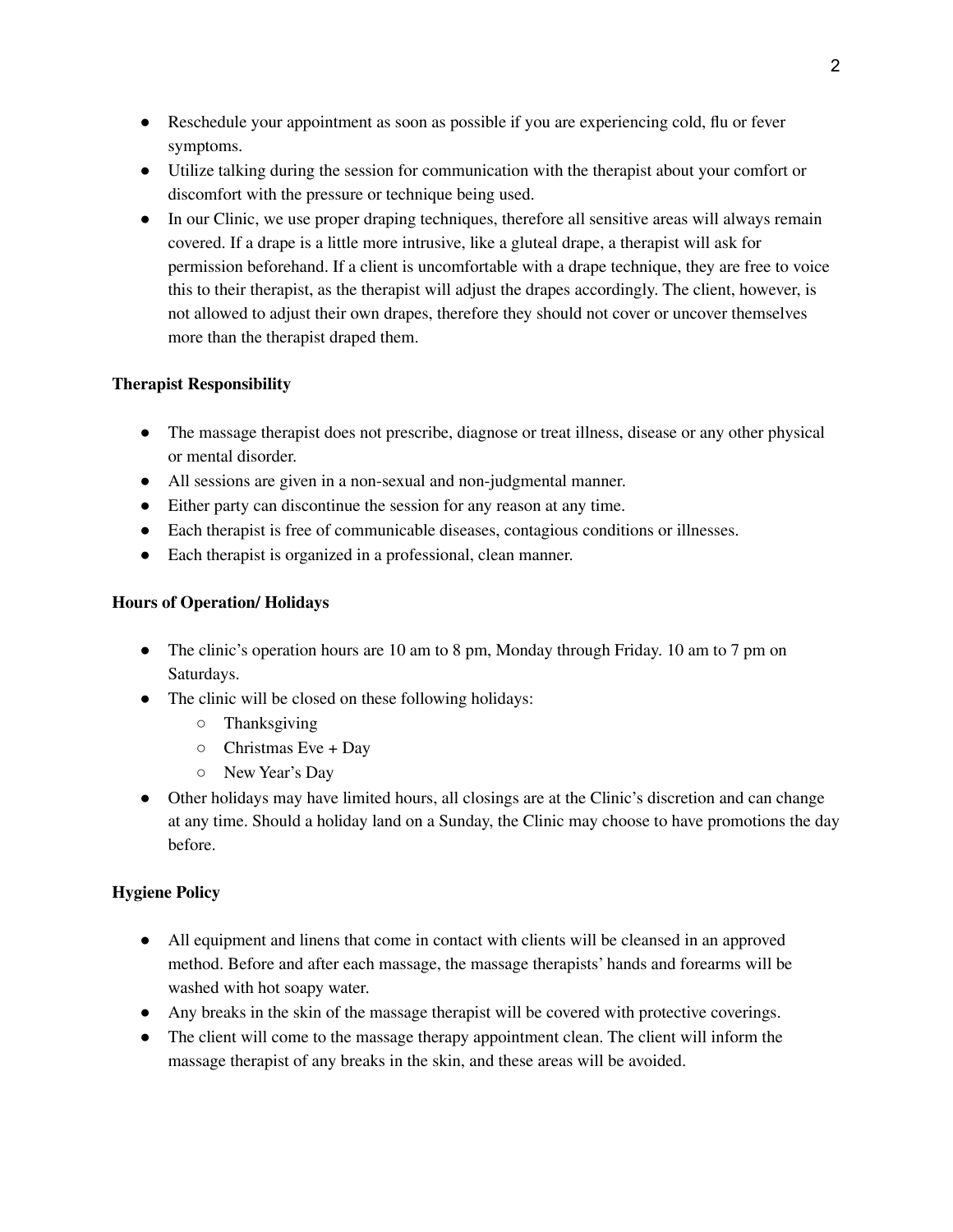- Reschedule your appointment as soon as possible if you are experiencing cold, flu or fever symptoms.
- Utilize talking during the session for communication with the therapist about your comfort or discomfort with the pressure or technique being used.
- In our Clinic, we use proper draping techniques, therefore all sensitive areas will always remain covered. If a drape is a little more intrusive, like a gluteal drape, a therapist will ask for permission beforehand. If a client is uncomfortable with a drape technique, they are free to voice this to their therapist, as the therapist will adjust the drapes accordingly. The client, however, is not allowed to adjust their own drapes, therefore they should not cover or uncover themselves more than the therapist draped them.

**Therapist Responsibility**

- The massage therapist does not prescribe, diagnose or treat illness, disease or any other physical or mental disorder.
- All sessions are given in a non-sexual and non-judgmental manner.
- Either party can discontinue the session for any reason at any time.
- Each therapist is free of communicable diseases, contagious conditions or illnesses.
- Each therapist is organized in a professional, clean manner.

**Hours of Operation/ Holidays**

- The clinic's operation hours are 10 am to 8 pm, Monday through Friday. 10 am to 7 pm on Saturdays.
- The clinic will be closed on these following holidays:
  - Thanksgiving
  - Christmas Eve + Day
  - New Year's Day
- Other holidays may have limited hours, all closings are at the Clinic's discretion and can change at any time. Should a holiday land on a Sunday, the Clinic may choose to have promotions the day before.

**Hygiene Policy**

- All equipment and linens that come in contact with clients will be cleansed in an approved method. Before and after each massage, the massage therapists' hands and forearms will be washed with hot soapy water.
- Any breaks in the skin of the massage therapist will be covered with protective coverings.
- The client will come to the massage therapy appointment clean. The client will inform the massage therapist of any breaks in the skin, and these areas will be avoided.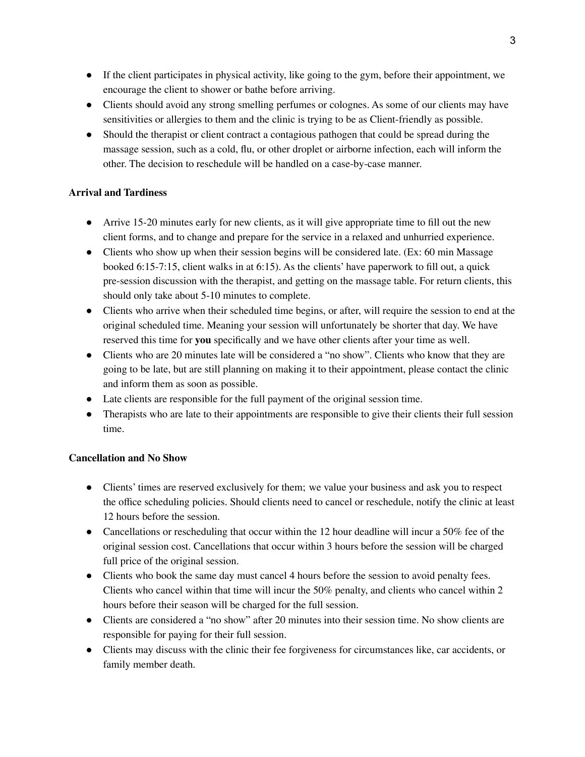- If the client participates in physical activity, like going to the gym, before their appointment, we encourage the client to shower or bathe before arriving.
- Clients should avoid any strong smelling perfumes or colognes. As some of our clients may have sensitivities or allergies to them and the clinic is trying to be as Client-friendly as possible.
- Should the therapist or client contract a contagious pathogen that could be spread during the massage session, such as a cold, flu, or other droplet or airborne infection, each will inform the other. The decision to reschedule will be handled on a case-by-case manner.

**Arrival and Tardiness**

- Arrive 15-20 minutes early for new clients, as it will give appropriate time to fill out the new client forms, and to change and prepare for the service in a relaxed and unhurried experience.
- Clients who show up when their session begins will be considered late. (Ex: 60 min Massage booked 6:15-7:15, client walks in at 6:15). As the clients' have paperwork to fill out, a quick pre-session discussion with the therapist, and getting on the massage table. For return clients, this should only take about 5-10 minutes to complete.
- Clients who arrive when their scheduled time begins, or after, will require the session to end at the original scheduled time. Meaning your session will unfortunately be shorter that day. We have reserved this time for **you** specifically and we have other clients after your time as well.
- Clients who are 20 minutes late will be considered a "no show". Clients who know that they are going to be late, but are still planning on making it to their appointment, please contact the clinic and inform them as soon as possible.
- Late clients are responsible for the full payment of the original session time.
- Therapists who are late to their appointments are responsible to give their clients their full session time.

**Cancellation and No Show**

- Clients' times are reserved exclusively for them; we value your business and ask you to respect the office scheduling policies. Should clients need to cancel or reschedule, notify the clinic at least 12 hours before the session.
- Cancellations or rescheduling that occur within the 12 hour deadline will incur a 50% fee of the original session cost. Cancellations that occur within 3 hours before the session will be charged full price of the original session.
- Clients who book the same day must cancel 4 hours before the session to avoid penalty fees. Clients who cancel within that time will incur the 50% penalty, and clients who cancel within 2 hours before their season will be charged for the full session.
- Clients are considered a "no show" after 20 minutes into their session time. No show clients are responsible for paying for their full session.
- Clients may discuss with the clinic their fee forgiveness for circumstances like, car accidents, or family member death.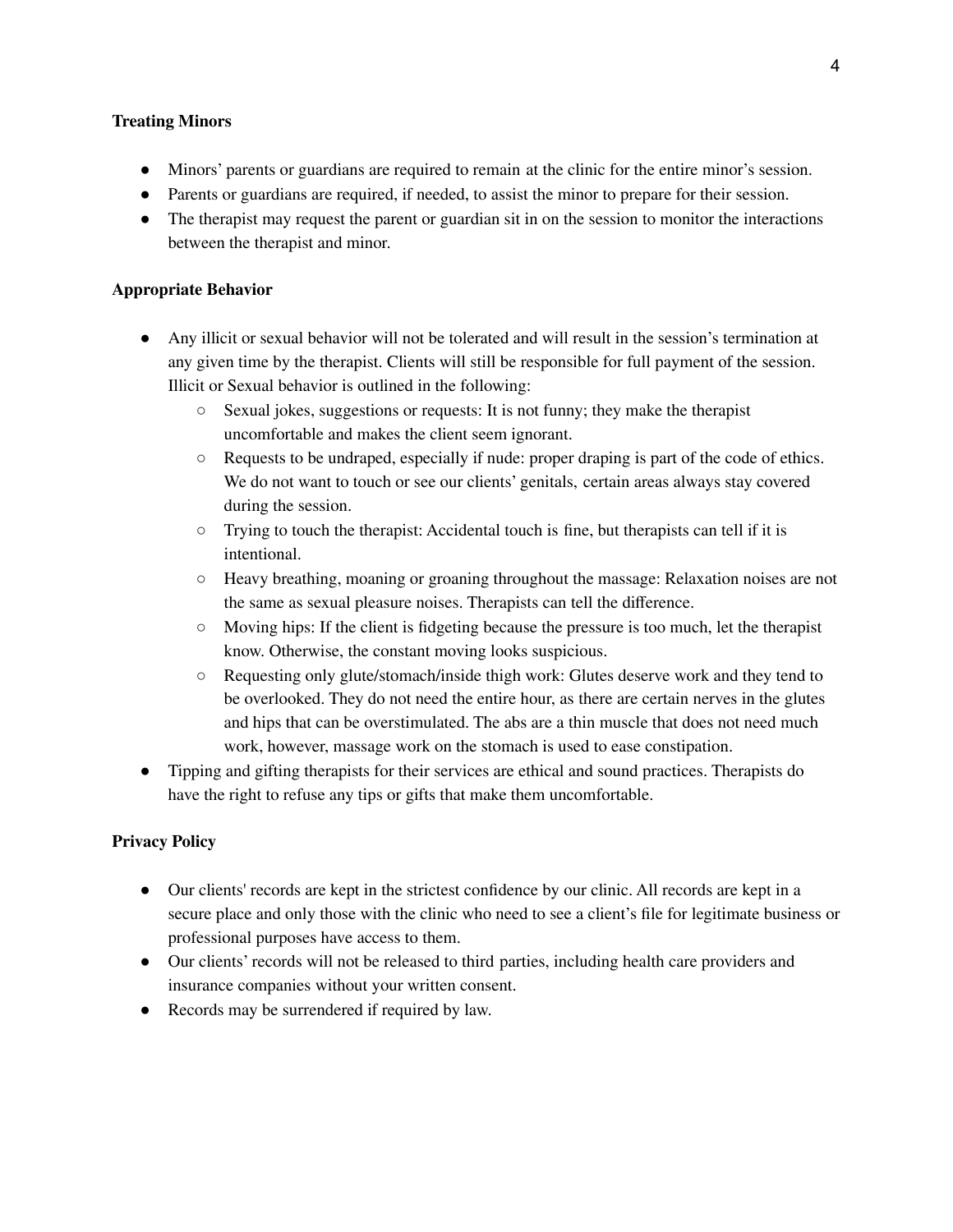**Treating Minors**

- Minors' parents or guardians are required to remain at the clinic for the entire minor's session.
- Parents or guardians are required, if needed, to assist the minor to prepare for their session.
- The therapist may request the parent or guardian sit in on the session to monitor the interactions between the therapist and minor.

**Appropriate Behavior**

- Any illicit or sexual behavior will not be tolerated and will result in the session's termination at any given time by the therapist. Clients will still be responsible for full payment of the session. Illicit or Sexual behavior is outlined in the following:
  - Sexual jokes, suggestions or requests: It is not funny; they make the therapist uncomfortable and makes the client seem ignorant.
  - Requests to be undraped, especially if nude: proper draping is part of the code of ethics. We do not want to touch or see our clients' genitals, certain areas always stay covered during the session.
  - Trying to touch the therapist: Accidental touch is fine, but therapists can tell if it is intentional.
  - Heavy breathing, moaning or groaning throughout the massage: Relaxation noises are not the same as sexual pleasure noises. Therapists can tell the difference.
  - Moving hips: If the client is fidgeting because the pressure is too much, let the therapist know. Otherwise, the constant moving looks suspicious.
  - Requesting only glute/stomach/inside thigh work: Glutes deserve work and they tend to be overlooked. They do not need the entire hour, as there are certain nerves in the glutes and hips that can be overstimulated. The abs are a thin muscle that does not need much work, however, massage work on the stomach is used to ease constipation.
- Tipping and gifting therapists for their services are ethical and sound practices. Therapists do have the right to refuse any tips or gifts that make them uncomfortable.

**Privacy Policy**

- Our clients' records are kept in the strictest confidence by our clinic. All records are kept in a secure place and only those with the clinic who need to see a client's file for legitimate business or professional purposes have access to them.
- Our clients' records will not be released to third parties, including health care providers and insurance companies without your written consent.
- Records may be surrendered if required by law.